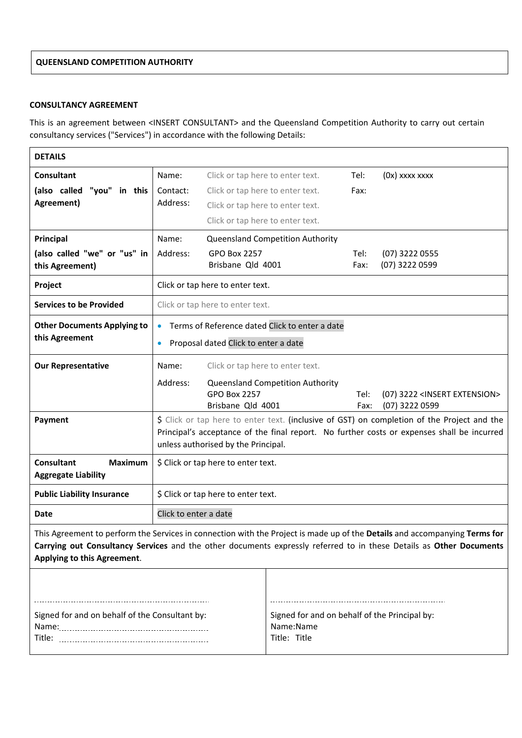**QUEENSLAND COMPETITION AUTHORITY**

**CONSULTANCY AGREEMENT**

This is an agreement between <INSERT CONSULTANT> and the Queensland Competition Authority to carry out certain consultancy services ("Services") in accordance with the following Details:

| **DETAILS** | |
|---|---|
| **Consultant**<br>**(also called "you" in this Agreement)** | Name: Click or tap here to enter text. Tel: (0x) xxxx xxxx<br>Contact: Click or tap here to enter text. Fax:<br>Address: Click or tap here to enter text.<br>Click or tap here to enter text. |
| **Principal**<br>**(also called "we" or "us" in this Agreement)** | Name: Queensland Competition Authority<br>Address: GPO Box 2257 Tel: (07) 3222 0555<br>Brisbane Qld 4001 Fax: (07) 3222 0599 |
| **Project** | Click or tap here to enter text. |
| **Services to be Provided** | Click or tap here to enter text. |
| **Other Documents Applying to this Agreement** | • Terms of Reference dated Click to enter a date<br>• Proposal dated Click to enter a date |
| **Our Representative** | Name: Click or tap here to enter text.<br>Address: Queensland Competition Authority<br>GPO Box 2257 Tel: (07) 3222 <INSERT EXTENSION><br>Brisbane Qld 4001 Fax: (07) 3222 0599 |
| **Payment** | $ Click or tap here to enter text. (inclusive of GST) on completion of the Project and the Principal's acceptance of the final report. No further costs or expenses shall be incurred unless authorised by the Principal. |
| **Consultant Maximum Aggregate Liability** | $ Click or tap here to enter text. |
| **Public Liability Insurance** | $ Click or tap here to enter text. |
| **Date** | Click to enter a date |

This Agreement to perform the Services in connection with the Project is made up of the **Details** and accompanying **Terms for Carrying out Consultancy Services** and the other documents expressly referred to in these Details as **Other Documents Applying to this Agreement**.

| | |
|---|---|
| ............................................................<br>Signed for and on behalf of the Consultant by:<br>Name:............................................<br>Title: ............................................ | ............................................................<br>Signed for and on behalf of the Principal by:<br>Name:Name<br>Title: Title |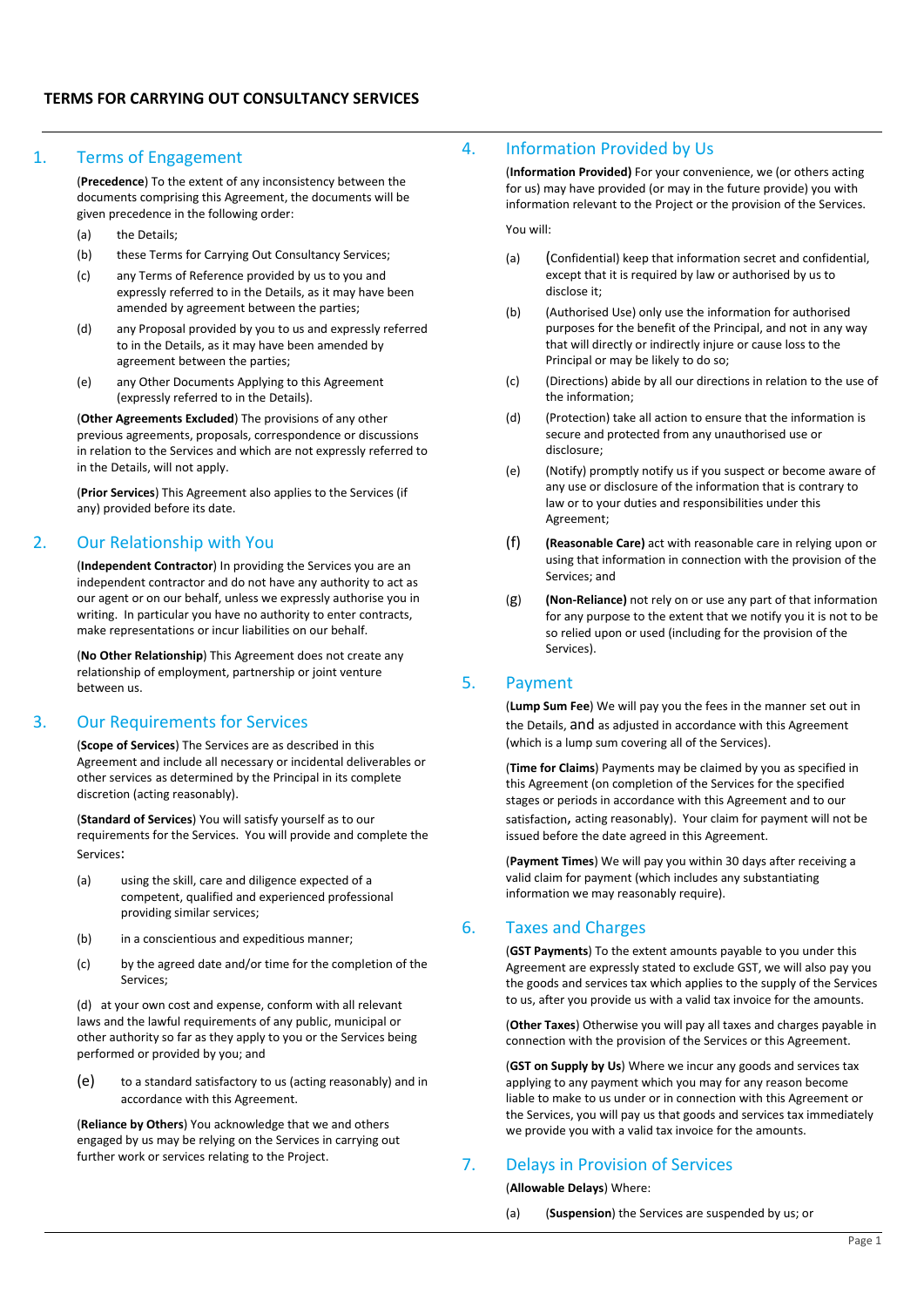# TERMS FOR CARRYING OUT CONSULTANCY SERVICES

## 1. Terms of Engagement

(**Precedence**) To the extent of any inconsistency between the documents comprising this Agreement, the documents will be given precedence in the following order:

(a) the Details;

(b) these Terms for Carrying Out Consultancy Services;

(c) any Terms of Reference provided by us to you and expressly referred to in the Details, as it may have been amended by agreement between the parties;

(d) any Proposal provided by you to us and expressly referred to in the Details, as it may have been amended by agreement between the parties;

(e) any Other Documents Applying to this Agreement (expressly referred to in the Details).

(**Other Agreements Excluded**) The provisions of any other previous agreements, proposals, correspondence or discussions in relation to the Services and which are not expressly referred to in the Details, will not apply.

(**Prior Services**) This Agreement also applies to the Services (if any) provided before its date.

## 2. Our Relationship with You

(**Independent Contractor**) In providing the Services you are an independent contractor and do not have any authority to act as our agent or on our behalf, unless we expressly authorise you in writing. In particular you have no authority to enter contracts, make representations or incur liabilities on our behalf.

(**No Other Relationship**) This Agreement does not create any relationship of employment, partnership or joint venture between us.

## 3. Our Requirements for Services

(**Scope of Services**) The Services are as described in this Agreement and include all necessary or incidental deliverables or other services as determined by the Principal in its complete discretion (acting reasonably).

(**Standard of Services**) You will satisfy yourself as to our requirements for the Services. You will provide and complete the Services:

(a) using the skill, care and diligence expected of a competent, qualified and experienced professional providing similar services;

(b) in a conscientious and expeditious manner;

(c) by the agreed date and/or time for the completion of the Services;

(d) at your own cost and expense, conform with all relevant laws and the lawful requirements of any public, municipal or other authority so far as they apply to you or the Services being performed or provided by you; and

(e) to a standard satisfactory to us (acting reasonably) and in accordance with this Agreement.

(**Reliance by Others**) You acknowledge that we and others engaged by us may be relying on the Services in carrying out further work or services relating to the Project.

## 4. Information Provided by Us

(**Information Provided)** For your convenience, we (or others acting for us) may have provided (or may in the future provide) you with information relevant to the Project or the provision of the Services.

You will:

(a) (Confidential) keep that information secret and confidential, except that it is required by law or authorised by us to disclose it;

(b) (Authorised Use) only use the information for authorised purposes for the benefit of the Principal, and not in any way that will directly or indirectly injure or cause loss to the Principal or may be likely to do so;

(c) (Directions) abide by all our directions in relation to the use of the information;

(d) (Protection) take all action to ensure that the information is secure and protected from any unauthorised use or disclosure;

(e) (Notify) promptly notify us if you suspect or become aware of any use or disclosure of the information that is contrary to law or to your duties and responsibilities under this Agreement;

(f) **(Reasonable Care)** act with reasonable care in relying upon or using that information in connection with the provision of the Services; and

(g) **(Non-Reliance)** not rely on or use any part of that information for any purpose to the extent that we notify you it is not to be so relied upon or used (including for the provision of the Services).

## 5. Payment

(**Lump Sum Fee**) We will pay you the fees in the manner set out in the Details, and as adjusted in accordance with this Agreement (which is a lump sum covering all of the Services).

(**Time for Claims**) Payments may be claimed by you as specified in this Agreement (on completion of the Services for the specified stages or periods in accordance with this Agreement and to our satisfaction, acting reasonably). Your claim for payment will not be issued before the date agreed in this Agreement.

(**Payment Times**) We will pay you within 30 days after receiving a valid claim for payment (which includes any substantiating information we may reasonably require).

## 6. Taxes and Charges

(**GST Payments**) To the extent amounts payable to you under this Agreement are expressly stated to exclude GST, we will also pay you the goods and services tax which applies to the supply of the Services to us, after you provide us with a valid tax invoice for the amounts.

(**Other Taxes**) Otherwise you will pay all taxes and charges payable in connection with the provision of the Services or this Agreement.

(**GST on Supply by Us**) Where we incur any goods and services tax applying to any payment which you may for any reason become liable to make to us under or in connection with this Agreement or the Services, you will pay us that goods and services tax immediately we provide you with a valid tax invoice for the amounts.

## 7. Delays in Provision of Services

(**Allowable Delays**) Where:

(a) (**Suspension**) the Services are suspended by us; or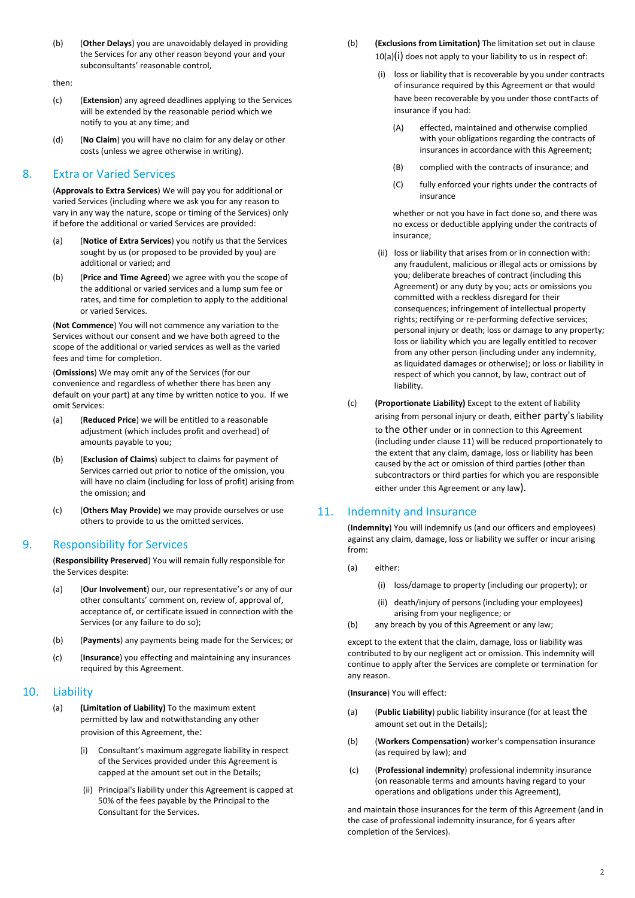(b) (**Other Delays**) you are unavoidably delayed in providing the Services for any other reason beyond your and your subconsultants' reasonable control,

then:

(c) (**Extension**) any agreed deadlines applying to the Services will be extended by the reasonable period which we notify to you at any time; and

(d) (**No Claim**) you will have no claim for any delay or other costs (unless we agree otherwise in writing).

## 8. Extra or Varied Services

(**Approvals to Extra Services**) We will pay you for additional or varied Services (including where we ask you for any reason to vary in any way the nature, scope or timing of the Services) only if before the additional or varied Services are provided:

(a) (**Notice of Extra Services**) you notify us that the Services sought by us (or proposed to be provided by you) are additional or varied; and

(b) (**Price and Time Agreed**) we agree with you the scope of the additional or varied services and a lump sum fee or rates, and time for completion to apply to the additional or varied Services.

(**Not Commence**) You will not commence any variation to the Services without our consent and we have both agreed to the scope of the additional or varied services as well as the varied fees and time for completion.

(**Omissions**) We may omit any of the Services (for our convenience and regardless of whether there has been any default on your part) at any time by written notice to you. If we omit Services:

(a) (**Reduced Price**) we will be entitled to a reasonable adjustment (which includes profit and overhead) of amounts payable to you;

(b) (**Exclusion of Claims**) subject to claims for payment of Services carried out prior to notice of the omission, you will have no claim (including for loss of profit) arising from the omission; and

(c) (**Others May Provide**) we may provide ourselves or use others to provide to us the omitted services.

## 9. Responsibility for Services

(**Responsibility Preserved**) You will remain fully responsible for the Services despite:

(a) (**Our Involvement**) our, our representative's or any of our other consultants' comment on, review of, approval of, acceptance of, or certificate issued in connection with the Services (or any failure to do so);

(b) (**Payments**) any payments being made for the Services; or

(c) (**Insurance**) you effecting and maintaining any insurances required by this Agreement.

## 10. Liability

(a) **(Limitation of Liability)** To the maximum extent permitted by law and notwithstanding any other provision of this Agreement, the:

(i) Consultant's maximum aggregate liability in respect of the Services provided under this Agreement is capped at the amount set out in the Details;

(ii) Principal's liability under this Agreement is capped at 50% of the fees payable by the Principal to the Consultant for the Services.

(b) **(Exclusions from Limitation)** The limitation set out in clause 10(a)(i) does not apply to your liability to us in respect of:

(i) loss or liability that is recoverable by you under contracts of insurance required by this Agreement or that would have been recoverable by you under those contracts of insurance if you had:

(A) effected, maintained and otherwise complied with your obligations regarding the contracts of insurances in accordance with this Agreement;

(B) complied with the contracts of insurance; and

(C) fully enforced your rights under the contracts of insurance

whether or not you have in fact done so, and there was no excess or deductible applying under the contracts of insurance;

(ii) loss or liability that arises from or in connection with: any fraudulent, malicious or illegal acts or omissions by you; deliberate breaches of contract (including this Agreement) or any duty by you; acts or omissions you committed with a reckless disregard for their consequences; infringement of intellectual property rights; rectifying or re-performing defective services; personal injury or death; loss or damage to any property; loss or liability which you are legally entitled to recover from any other person (including under any indemnity, as liquidated damages or otherwise); or loss or liability in respect of which you cannot, by law, contract out of liability.

(c) **(Proportionate Liability)** Except to the extent of liability arising from personal injury or death, either party's liability to the other under or in connection to this Agreement (including under clause 11) will be reduced proportionately to the extent that any claim, damage, loss or liability has been caused by the act or omission of third parties (other than subcontractors or third parties for which you are responsible either under this Agreement or any law).

## 11. Indemnity and Insurance

(**Indemnity**) You will indemnify us (and our officers and employees) against any claim, damage, loss or liability we suffer or incur arising from:

(a) either:

(i) loss/damage to property (including our property); or

(ii) death/injury of persons (including your employees) arising from your negligence; or

(b) any breach by you of this Agreement or any law;

except to the extent that the claim, damage, loss or liability was contributed to by our negligent act or omission. This indemnity will continue to apply after the Services are complete or termination for any reason.

(**Insurance**) You will effect:

(a) (**Public Liability**) public liability insurance (for at least the amount set out in the Details);

(b) (**Workers Compensation**) worker's compensation insurance (as required by law); and

(c) (**Professional indemnity**) professional indemnity insurance (on reasonable terms and amounts having regard to your operations and obligations under this Agreement),

and maintain those insurances for the term of this Agreement (and in the case of professional indemnity insurance, for 6 years after completion of the Services).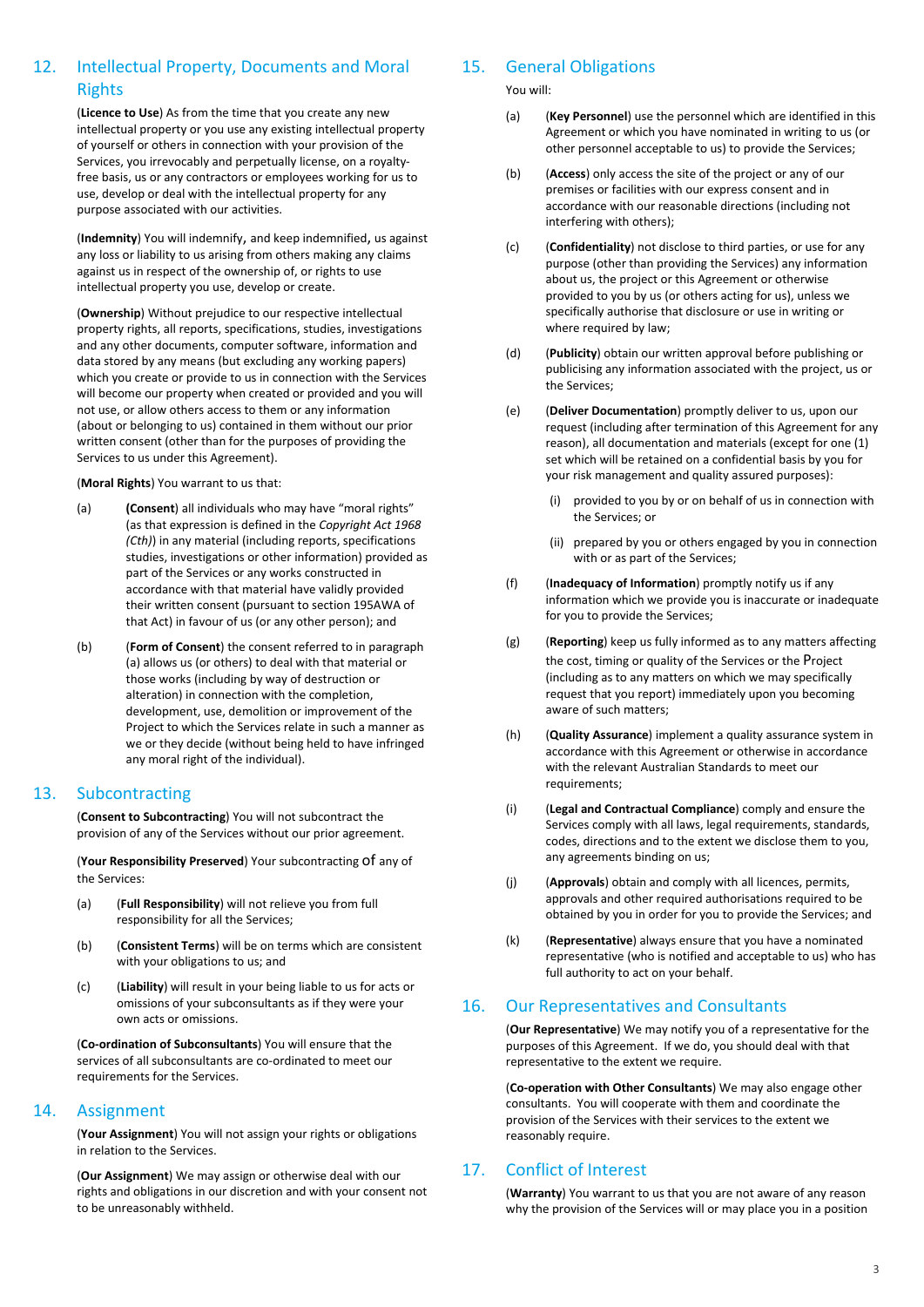## 12. Intellectual Property, Documents and Moral Rights

(**Licence to Use**) As from the time that you create any new intellectual property or you use any existing intellectual property of yourself or others in connection with your provision of the Services, you irrevocably and perpetually license, on a royalty-free basis, us or any contractors or employees working for us to use, develop or deal with the intellectual property for any purpose associated with our activities.

(**Indemnity**) You will indemnify, and keep indemnified, us against any loss or liability to us arising from others making any claims against us in respect of the ownership of, or rights to use intellectual property you use, develop or create.

(**Ownership**) Without prejudice to our respective intellectual property rights, all reports, specifications, studies, investigations and any other documents, computer software, information and data stored by any means (but excluding any working papers) which you create or provide to us in connection with the Services will become our property when created or provided and you will not use, or allow others access to them or any information (about or belonging to us) contained in them without our prior written consent (other than for the purposes of providing the Services to us under this Agreement).

(**Moral Rights**) You warrant to us that:

(a) (**Consent**) all individuals who may have "moral rights" (as that expression is defined in the *Copyright Act 1968 (Cth)*) in any material (including reports, specifications studies, investigations or other information) provided as part of the Services or any works constructed in accordance with that material have validly provided their written consent (pursuant to section 195AWA of that Act) in favour of us (or any other person); and

(b) (**Form of Consent**) the consent referred to in paragraph (a) allows us (or others) to deal with that material or those works (including by way of destruction or alteration) in connection with the completion, development, use, demolition or improvement of the Project to which the Services relate in such a manner as we or they decide (without being held to have infringed any moral right of the individual).

## 13. Subcontracting

(**Consent to Subcontracting**) You will not subcontract the provision of any of the Services without our prior agreement.

(**Your Responsibility Preserved**) Your subcontracting of any of the Services:

(a) (**Full Responsibility**) will not relieve you from full responsibility for all the Services;

(b) (**Consistent Terms**) will be on terms which are consistent with your obligations to us; and

(c) (**Liability**) will result in your being liable to us for acts or omissions of your subconsultants as if they were your own acts or omissions.

(**Co-ordination of Subconsultants**) You will ensure that the services of all subconsultants are co-ordinated to meet our requirements for the Services.

## 14. Assignment

(**Your Assignment**) You will not assign your rights or obligations in relation to the Services.

(**Our Assignment**) We may assign or otherwise deal with our rights and obligations in our discretion and with your consent not to be unreasonably withheld.

## 15. General Obligations

You will:

(a) (**Key Personnel**) use the personnel which are identified in this Agreement or which you have nominated in writing to us (or other personnel acceptable to us) to provide the Services;

(b) (**Access**) only access the site of the project or any of our premises or facilities with our express consent and in accordance with our reasonable directions (including not interfering with others);

(c) (**Confidentiality**) not disclose to third parties, or use for any purpose (other than providing the Services) any information about us, the project or this Agreement or otherwise provided to you by us (or others acting for us), unless we specifically authorise that disclosure or use in writing or where required by law;

(d) (**Publicity**) obtain our written approval before publishing or publicising any information associated with the project, us or the Services;

(e) (**Deliver Documentation**) promptly deliver to us, upon our request (including after termination of this Agreement for any reason), all documentation and materials (except for one (1) set which will be retained on a confidential basis by you for your risk management and quality assured purposes):

   (i) provided to you by or on behalf of us in connection with the Services; or

   (ii) prepared by you or others engaged by you in connection with or as part of the Services;

(f) (**Inadequacy of Information**) promptly notify us if any information which we provide you is inaccurate or inadequate for you to provide the Services;

(g) (**Reporting**) keep us fully informed as to any matters affecting the cost, timing or quality of the Services or the Project (including as to any matters on which we may specifically request that you report) immediately upon you becoming aware of such matters;

(h) (**Quality Assurance**) implement a quality assurance system in accordance with this Agreement or otherwise in accordance with the relevant Australian Standards to meet our requirements;

(i) (**Legal and Contractual Compliance**) comply and ensure the Services comply with all laws, legal requirements, standards, codes, directions and to the extent we disclose them to you, any agreements binding on us;

(j) (**Approvals**) obtain and comply with all licences, permits, approvals and other required authorisations required to be obtained by you in order for you to provide the Services; and

(k) (**Representative**) always ensure that you have a nominated representative (who is notified and acceptable to us) who has full authority to act on your behalf.

## 16. Our Representatives and Consultants

(**Our Representative**) We may notify you of a representative for the purposes of this Agreement. If we do, you should deal with that representative to the extent we require.

(**Co-operation with Other Consultants**) We may also engage other consultants. You will cooperate with them and coordinate the provision of the Services with their services to the extent we reasonably require.

## 17. Conflict of Interest

(**Warranty**) You warrant to us that you are not aware of any reason why the provision of the Services will or may place you in a position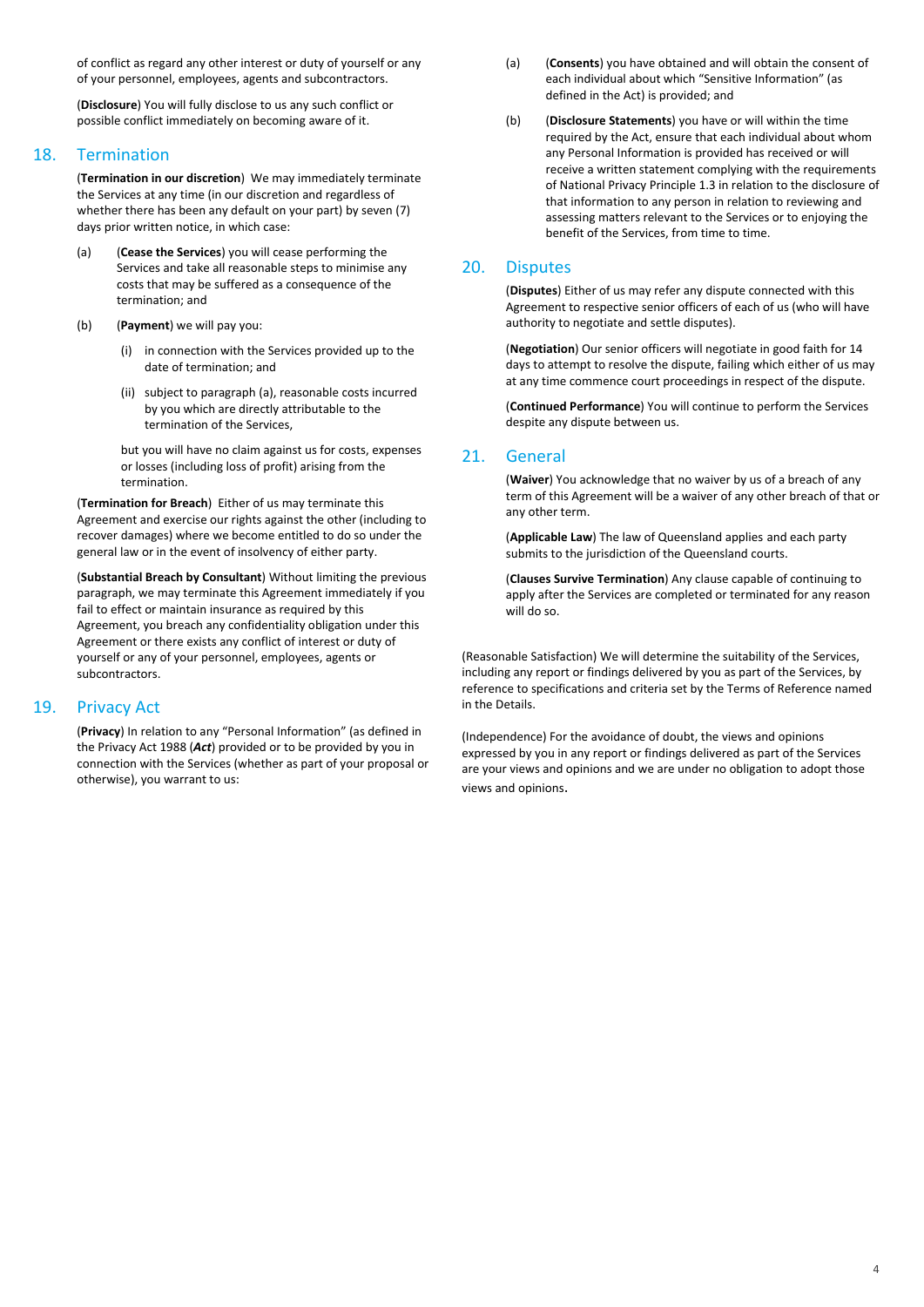of conflict as regard any other interest or duty of yourself or any of your personnel, employees, agents and subcontractors.

(**Disclosure**) You will fully disclose to us any such conflict or possible conflict immediately on becoming aware of it.

## 18. Termination

(**Termination in our discretion**) We may immediately terminate the Services at any time (in our discretion and regardless of whether there has been any default on your part) by seven (7) days prior written notice, in which case:

(a) (**Cease the Services**) you will cease performing the Services and take all reasonable steps to minimise any costs that may be suffered as a consequence of the termination; and

(b) (**Payment**) we will pay you:

   (i) in connection with the Services provided up to the date of termination; and

   (ii) subject to paragraph (a), reasonable costs incurred by you which are directly attributable to the termination of the Services,

   but you will have no claim against us for costs, expenses or losses (including loss of profit) arising from the termination.

(**Termination for Breach**) Either of us may terminate this Agreement and exercise our rights against the other (including to recover damages) where we become entitled to do so under the general law or in the event of insolvency of either party.

(**Substantial Breach by Consultant**) Without limiting the previous paragraph, we may terminate this Agreement immediately if you fail to effect or maintain insurance as required by this Agreement, you breach any confidentiality obligation under this Agreement or there exists any conflict of interest or duty of yourself or any of your personnel, employees, agents or subcontractors.

## 19. Privacy Act

(**Privacy**) In relation to any "Personal Information" (as defined in the Privacy Act 1988 (***Act***) provided or to be provided by you in connection with the Services (whether as part of your proposal or otherwise), you warrant to us:

(a) (**Consents**) you have obtained and will obtain the consent of each individual about which "Sensitive Information" (as defined in the Act) is provided; and

(b) (**Disclosure Statements**) you have or will within the time required by the Act, ensure that each individual about whom any Personal Information is provided has received or will receive a written statement complying with the requirements of National Privacy Principle 1.3 in relation to the disclosure of that information to any person in relation to reviewing and assessing matters relevant to the Services or to enjoying the benefit of the Services, from time to time.

## 20. Disputes

(**Disputes**) Either of us may refer any dispute connected with this Agreement to respective senior officers of each of us (who will have authority to negotiate and settle disputes).

(**Negotiation**) Our senior officers will negotiate in good faith for 14 days to attempt to resolve the dispute, failing which either of us may at any time commence court proceedings in respect of the dispute.

(**Continued Performance**) You will continue to perform the Services despite any dispute between us.

## 21. General

(**Waiver**) You acknowledge that no waiver by us of a breach of any term of this Agreement will be a waiver of any other breach of that or any other term.

(**Applicable Law**) The law of Queensland applies and each party submits to the jurisdiction of the Queensland courts.

(**Clauses Survive Termination**) Any clause capable of continuing to apply after the Services are completed or terminated for any reason will do so.

(Reasonable Satisfaction) We will determine the suitability of the Services, including any report or findings delivered by you as part of the Services, by reference to specifications and criteria set by the Terms of Reference named in the Details.

(Independence) For the avoidance of doubt, the views and opinions expressed by you in any report or findings delivered as part of the Services are your views and opinions and we are under no obligation to adopt those views and opinions.